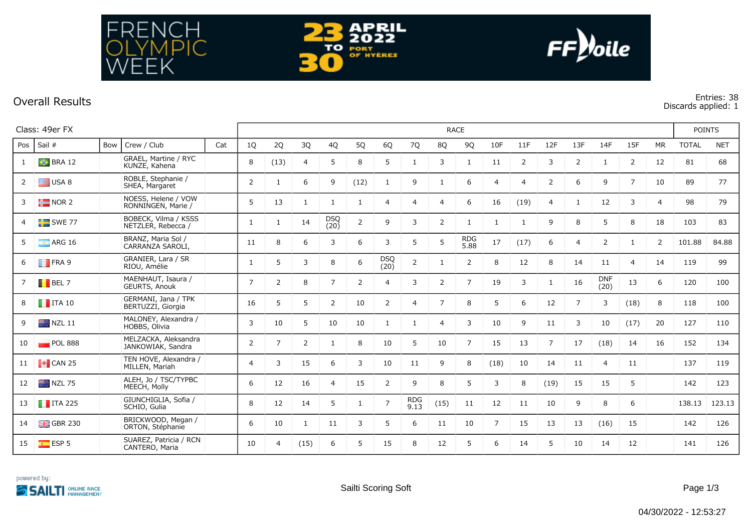FRENCH OLYMPIC WEEK — 23 TO 30 APRIL 2022 — PORT OF HYÈRES — FFVoile

## Overall Results

Entries: 38
Discards applied: 1

Class: 49er FX

| Pos | Sail # | Bow | Crew / Club | Cat | 1Q | 2Q | 3Q | 4Q | 5Q | 6Q | 7Q | 8Q | 9Q | 10F | 11F | 12F | 13F | 14F | 15F | MR | TOTAL | NET |
|---|---|---|---|---|---|---|---|---|---|---|---|---|---|---|---|---|---|---|---|---|---|---|
| 1 | BRA 12 | | GRAEL, Martine / RYC KUNZE, Kahena | | 8 | (13) | 4 | 5 | 8 | 5 | 1 | 3 | 1 | 11 | 2 | 3 | 2 | 1 | 2 | 12 | 81 | 68 |
| 2 | USA 8 | | ROBLE, Stephanie / SHEA, Margaret | | 2 | 1 | 6 | 9 | (12) | 1 | 9 | 1 | 6 | 4 | 4 | 2 | 6 | 9 | 7 | 10 | 89 | 77 |
| 3 | NOR 2 | | NOESS, Helene / VOW RONNINGEN, Marie / | | 5 | 13 | 1 | 1 | 1 | 4 | 4 | 4 | 6 | 16 | (19) | 4 | 1 | 12 | 3 | 4 | 98 | 79 |
| 4 | SWE 77 | | BOBECK, Vilma / KSSS NETZLER, Rebecca / | | 1 | 1 | 14 | DSQ (20) | 2 | 9 | 3 | 2 | 1 | 1 | 1 | 9 | 8 | 5 | 8 | 18 | 103 | 83 |
| 5 | ARG 16 | | BRANZ, Maria Sol / CARRANZA SAROLI, | | 11 | 8 | 6 | 3 | 6 | 3 | 5 | 5 | RDG 5.88 | 17 | (17) | 6 | 4 | 2 | 1 | 2 | 101.88 | 84.88 |
| 6 | FRA 9 | | GRANIER, Lara / SR RIOU, Amélie | | 1 | 5 | 3 | 8 | 6 | DSQ (20) | 2 | 1 | 2 | 8 | 12 | 8 | 14 | 11 | 4 | 14 | 119 | 99 |
| 7 | BEL 7 | | MAENHAUT, Isaura / GEURTS, Anouk | | 7 | 2 | 8 | 7 | 2 | 4 | 3 | 2 | 7 | 19 | 3 | 1 | 16 | DNF (20) | 13 | 6 | 120 | 100 |
| 8 | ITA 10 | | GERMANI, Jana / TPK BERTUZZI, Giorgia | | 16 | 5 | 5 | 2 | 10 | 2 | 4 | 7 | 8 | 5 | 6 | 12 | 7 | 3 | (18) | 8 | 118 | 100 |
| 9 | NZL 11 | | MALONEY, Alexandra / HOBBS, Olivia | | 3 | 10 | 5 | 10 | 10 | 1 | 1 | 4 | 3 | 10 | 9 | 11 | 3 | 10 | (17) | 20 | 127 | 110 |
| 10 | POL 888 | | MELZACKA, Aleksandra JANKOWIAK, Sandra | | 2 | 7 | 2 | 1 | 8 | 10 | 5 | 10 | 7 | 15 | 13 | 7 | 17 | (18) | 14 | 16 | 152 | 134 |
| 11 | CAN 25 | | TEN HOVE, Alexandra / MILLEN, Mariah | | 4 | 3 | 15 | 6 | 3 | 10 | 11 | 9 | 8 | (18) | 10 | 14 | 11 | 4 | 11 | | 137 | 119 |
| 12 | NZL 75 | | ALEH, Jo / TSC/TYPBC MEECH, Molly | | 6 | 12 | 16 | 4 | 15 | 2 | 9 | 8 | 5 | 3 | 8 | (19) | 15 | 15 | 5 | | 142 | 123 |
| 13 | ITA 225 | | GIUNCHIGLIA, Sofia / SCHIO, Gulia | | 8 | 12 | 14 | 5 | 1 | 7 | RDG 9.13 | (15) | 11 | 12 | 11 | 10 | 9 | 8 | 6 | | 138.13 | 123.13 |
| 14 | GBR 230 | | BRICKWOOD, Megan / ORTON, Stéphanie | | 6 | 10 | 1 | 11 | 3 | 5 | 6 | 11 | 10 | 7 | 15 | 13 | 13 | (16) | 15 | | 142 | 126 |
| 15 | ESP 5 | | SUAREZ, Patricia / RCN CANTERO, Maria | | 10 | 4 | (15) | 6 | 5 | 15 | 8 | 12 | 5 | 6 | 14 | 5 | 10 | 14 | 12 | | 141 | 126 |

powered by: SAILTI ONLINE RACE MANAGEMENT

Sailti Scoring Soft

04/30/2022 - 12:53:27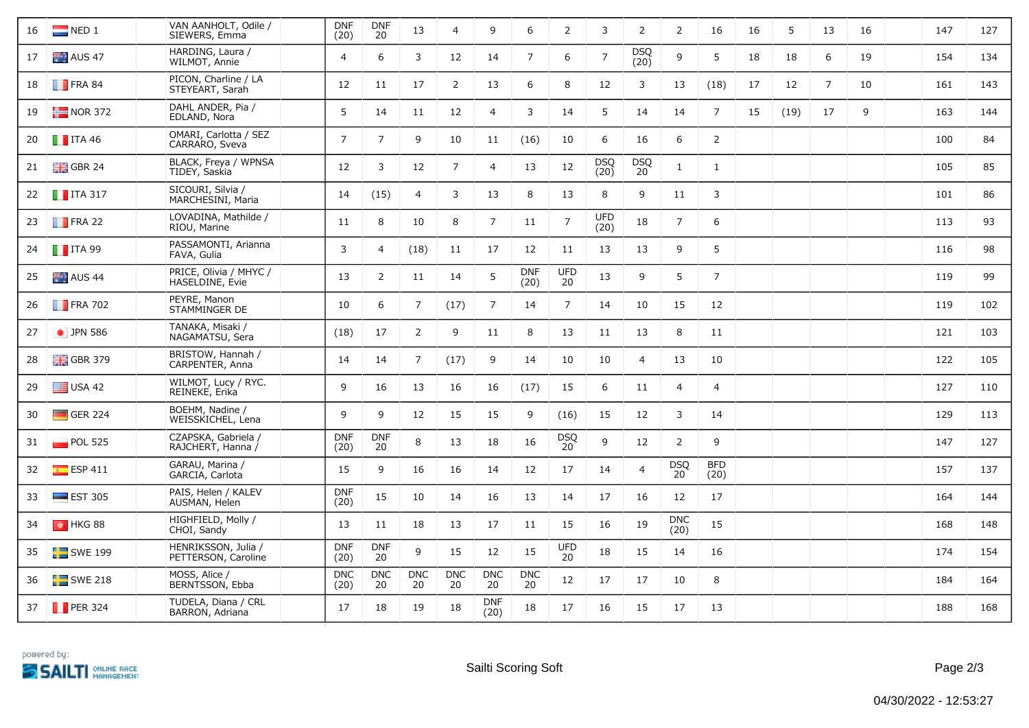| | | | | | | | | | | | | | | | | | | | | | |
|---|---|---|---|---|---|---|---|---|---|---|---|---|---|---|---|---|---|---|---|---|---|
| 16 | NED 1 | | VAN AANHOLT, Odile / SIEWERS, Emma | | DNF (20) | DNF 20 | 13 | 4 | 9 | 6 | 2 | 3 | 2 | 2 | 16 | 16 | 5 | 13 | 16 | | 147 | 127 |
| 17 | AUS 47 | | HARDING, Laura / WILMOT, Annie | | 4 | 6 | 3 | 12 | 14 | 7 | 6 | 7 | DSQ (20) | 9 | 5 | 18 | 18 | 6 | 19 | | 154 | 134 |
| 18 | FRA 84 | | PICON, Charline / LA STEYEART, Sarah | | 12 | 11 | 17 | 2 | 13 | 6 | 8 | 12 | 3 | 13 | (18) | 17 | 12 | 7 | 10 | | 161 | 143 |
| 19 | NOR 372 | | DAHL ANDER, Pia / EDLAND, Nora | | 5 | 14 | 11 | 12 | 4 | 3 | 14 | 5 | 14 | 14 | 7 | 15 | (19) | 17 | 9 | | 163 | 144 |
| 20 | ITA 46 | | OMARI, Carlotta / SEZ CARRARO, Sveva | | 7 | 7 | 9 | 10 | 11 | (16) | 10 | 6 | 16 | 6 | 2 | | | | | | 100 | 84 |
| 21 | GBR 24 | | BLACK, Freya / WPNSA TIDEY, Saskia | | 12 | 3 | 12 | 7 | 4 | 13 | 12 | DSQ (20) | DSQ 20 | 1 | 1 | | | | | | 105 | 85 |
| 22 | ITA 317 | | SICOURI, Silvia / MARCHESINI, Maria | | 14 | (15) | 4 | 3 | 13 | 8 | 13 | 8 | 9 | 11 | 3 | | | | | | 101 | 86 |
| 23 | FRA 22 | | LOVADINA, Mathilde / RIOU, Marine | | 11 | 8 | 10 | 8 | 7 | 11 | 7 | UFD (20) | 18 | 7 | 6 | | | | | | 113 | 93 |
| 24 | ITA 99 | | PASSAMONTI, Arianna FAVA, Gulia | | 3 | 4 | (18) | 11 | 17 | 12 | 11 | 13 | 13 | 9 | 5 | | | | | | 116 | 98 |
| 25 | AUS 44 | | PRICE, Olivia / MHYC / HASELDINE, Evie | | 13 | 2 | 11 | 14 | 5 | DNF (20) | UFD 20 | 13 | 9 | 5 | 7 | | | | | | 119 | 99 |
| 26 | FRA 702 | | PEYRE, Manon STAMMINGER DE | | 10 | 6 | 7 | (17) | 7 | 14 | 7 | 14 | 10 | 15 | 12 | | | | | | 119 | 102 |
| 27 | JPN 586 | | TANAKA, Misaki / NAGAMATSU, Sera | | (18) | 17 | 2 | 9 | 11 | 8 | 13 | 11 | 13 | 8 | 11 | | | | | | 121 | 103 |
| 28 | GBR 379 | | BRISTOW, Hannah / CARPENTER, Anna | | 14 | 14 | 7 | (17) | 9 | 14 | 10 | 10 | 4 | 13 | 10 | | | | | | 122 | 105 |
| 29 | USA 42 | | WILMOT, Lucy / RYC. REINEKE, Erika | | 9 | 16 | 13 | 16 | 16 | (17) | 15 | 6 | 11 | 4 | 4 | | | | | | 127 | 110 |
| 30 | GER 224 | | BOEHM, Nadine / WEISSKICHEL, Lena | | 9 | 9 | 12 | 15 | 15 | 9 | (16) | 15 | 12 | 3 | 14 | | | | | | 129 | 113 |
| 31 | POL 525 | | CZAPSKA, Gabriela / RAJCHERT, Hanna / | | DNF (20) | DNF 20 | 8 | 13 | 18 | 16 | DSQ 20 | 9 | 12 | 2 | 9 | | | | | | 147 | 127 |
| 32 | ESP 411 | | GARAU, Marina / GARCIA, Carlota | | 15 | 9 | 16 | 16 | 14 | 12 | 17 | 14 | 4 | DSQ 20 | BFD (20) | | | | | | 157 | 137 |
| 33 | EST 305 | | PAIS, Helen / KALEV AUSMAN, Helen | | DNF (20) | 15 | 10 | 14 | 16 | 13 | 14 | 17 | 16 | 12 | 17 | | | | | | 164 | 144 |
| 34 | HKG 88 | | HIGHFIELD, Molly / CHOI, Sandy | | 13 | 11 | 18 | 13 | 17 | 11 | 15 | 16 | 19 | DNC (20) | 15 | | | | | | 168 | 148 |
| 35 | SWE 199 | | HENRIKSSON, Julia / PETTERSON, Caroline | | DNF (20) | DNF 20 | 9 | 15 | 12 | 15 | UFD 20 | 18 | 15 | 14 | 16 | | | | | | 174 | 154 |
| 36 | SWE 218 | | MOSS, Alice / BERNTSSON, Ebba | | DNC (20) | DNC 20 | DNC 20 | DNC 20 | DNC 20 | DNC 20 | 12 | 17 | 17 | 10 | 8 | | | | | | 184 | 164 |
| 37 | PER 324 | | TUDELA, Diana / CRL BARRON, Adriana | | 17 | 18 | 19 | 18 | DNF (20) | 18 | 17 | 16 | 15 | 17 | 13 | | | | | | 188 | 168 |

Sailti Scoring Soft

04/30/2022 - 12:53:27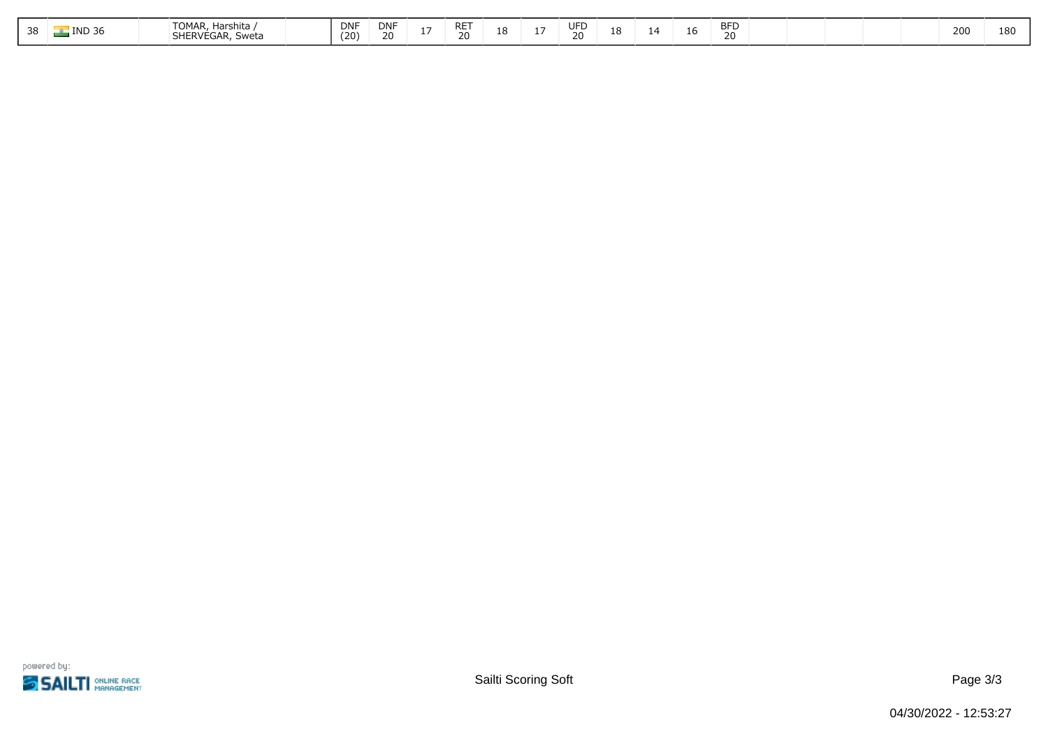| | | | | | | | | | | | | | | | | | | | | | | |
|---|---|---|---|---|---|---|---|---|---|---|---|---|---|---|---|---|---|---|---|---|---|---|
| 38 | IND 36 | | TOMAR, Harshita / SHERVEGAR, Sweta | | DNF (20) | DNF 20 | 17 | RET 20 | 18 | 17 | UFD 20 | 18 | 14 | 16 | BFD 20 | | | | | | 200 | 180 |